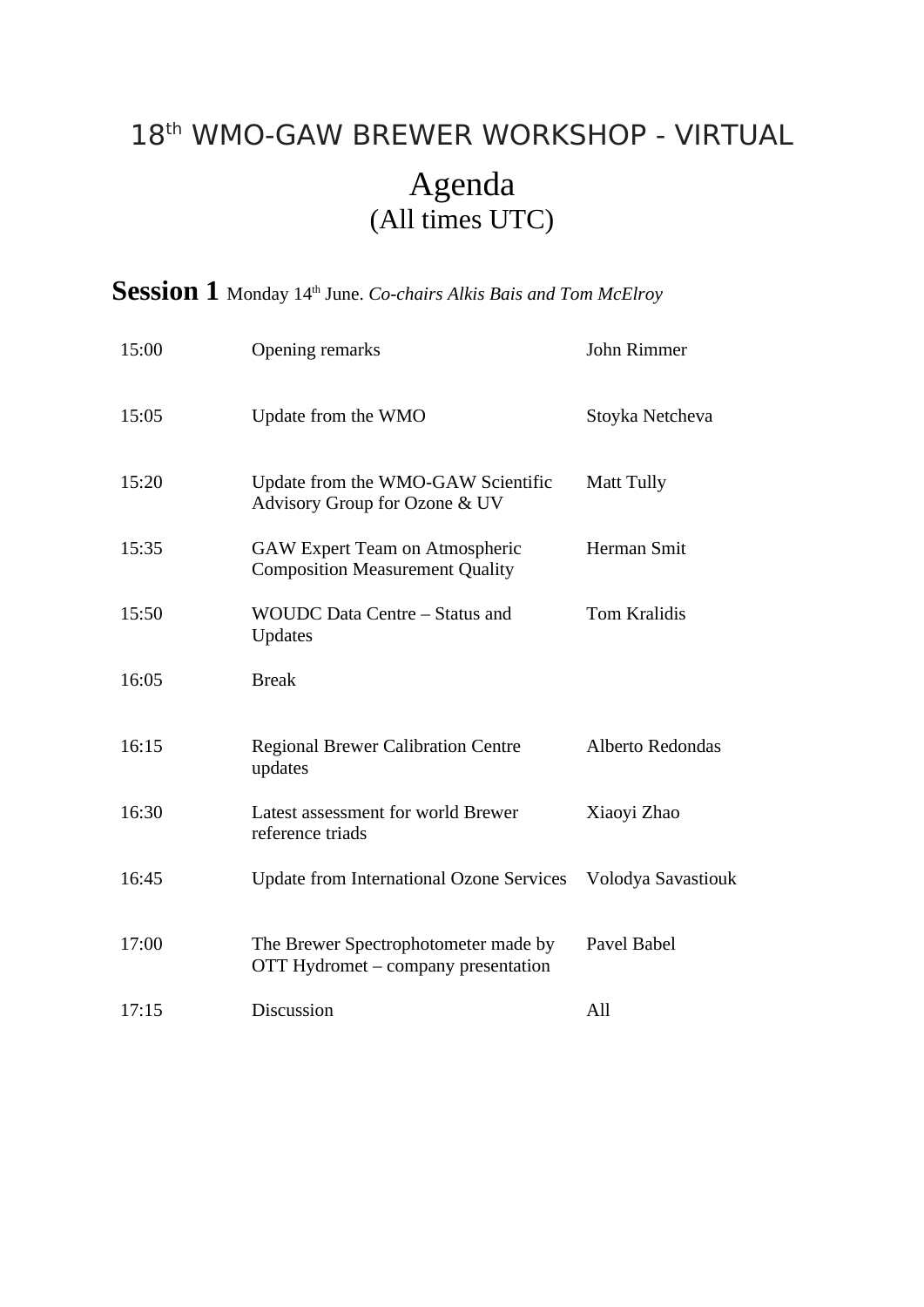# 18th WMO-GAW BREWER WORKSHOP - VIRTUAL

## Agenda
(All times UTC)

**Session 1** Monday 14th June. *Co-chairs Alkis Bais and Tom McElroy*

| | | |
|---|---|---|
| 15:00 | Opening remarks | John Rimmer |
| 15:05 | Update from the WMO | Stoyka Netcheva |
| 15:20 | Update from the WMO-GAW Scientific Advisory Group for Ozone & UV | Matt Tully |
| 15:35 | GAW Expert Team on Atmospheric Composition Measurement Quality | Herman Smit |
| 15:50 | WOUDC Data Centre – Status and Updates | Tom Kralidis |
| 16:05 | Break | |
| 16:15 | Regional Brewer Calibration Centre updates | Alberto Redondas |
| 16:30 | Latest assessment for world Brewer reference triads | Xiaoyi Zhao |
| 16:45 | Update from International Ozone Services | Volodya Savastiouk |
| 17:00 | The Brewer Spectrophotometer made by OTT Hydromet – company presentation | Pavel Babel |
| 17:15 | Discussion | All |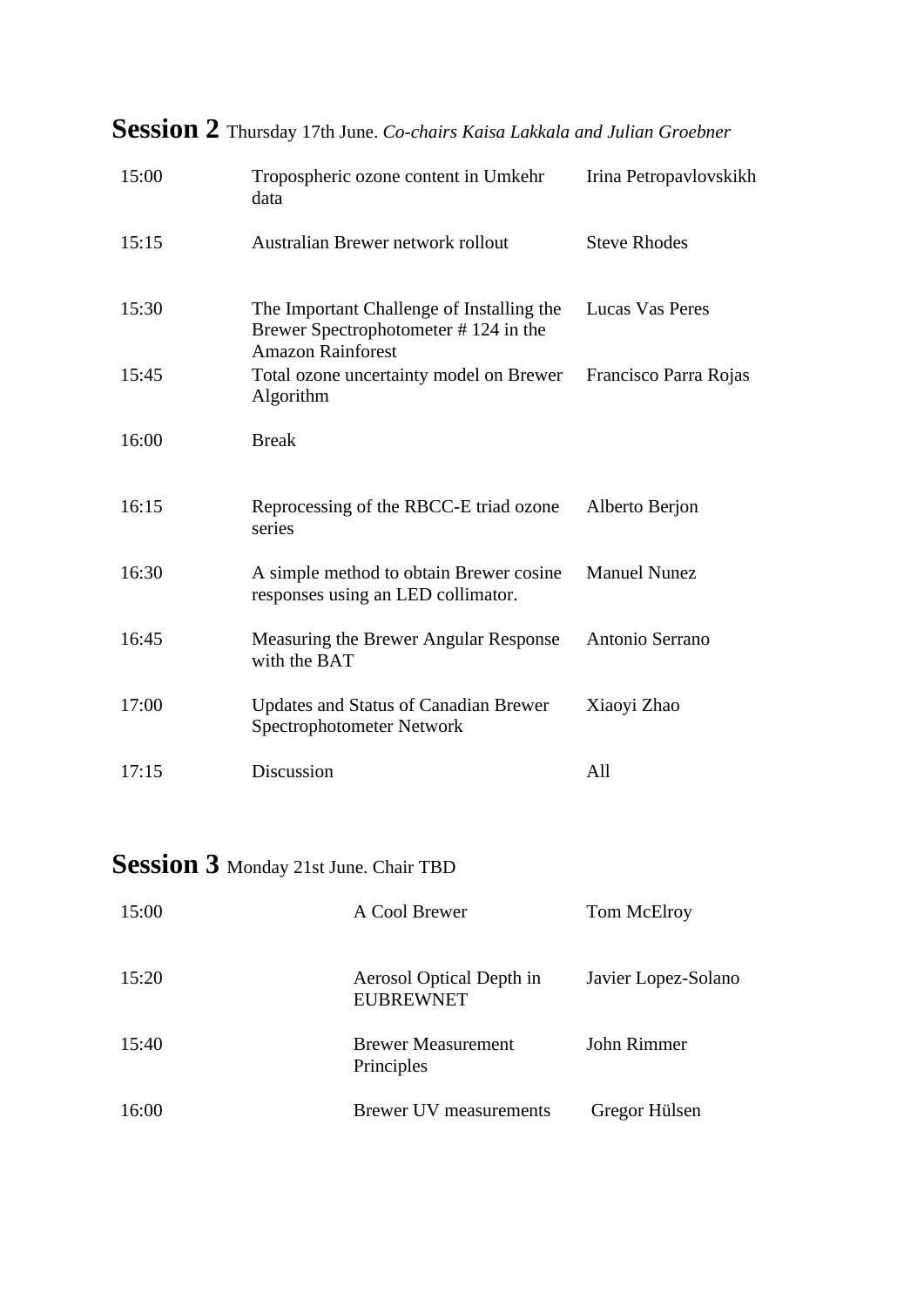## **Session 2** Thursday 17th June. *Co-chairs Kaisa Lakkala and Julian Groebner*

| | | |
|---|---|---|
| 15:00 | Tropospheric ozone content in Umkehr data | Irina Petropavlovskikh |
| 15:15 | Australian Brewer network rollout | Steve Rhodes |
| 15:30 | The Important Challenge of Installing the Brewer Spectrophotometer # 124 in the Amazon Rainforest | Lucas Vas Peres |
| 15:45 | Total ozone uncertainty model on Brewer Algorithm | Francisco Parra Rojas |
| 16:00 | Break | |
| 16:15 | Reprocessing of the RBCC-E triad ozone series | Alberto Berjon |
| 16:30 | A simple method to obtain Brewer cosine responses using an LED collimator. | Manuel Nunez |
| 16:45 | Measuring the Brewer Angular Response with the BAT | Antonio Serrano |
| 17:00 | Updates and Status of Canadian Brewer Spectrophotometer Network | Xiaoyi Zhao |
| 17:15 | Discussion | All |

## **Session 3** Monday 21st June. Chair TBD

| | | |
|---|---|---|
| 15:00 | A Cool Brewer | Tom McElroy |
| 15:20 | Aerosol Optical Depth in EUBREWNET | Javier Lopez-Solano |
| 15:40 | Brewer Measurement Principles | John Rimmer |
| 16:00 | Brewer UV measurements | Gregor Hülsen |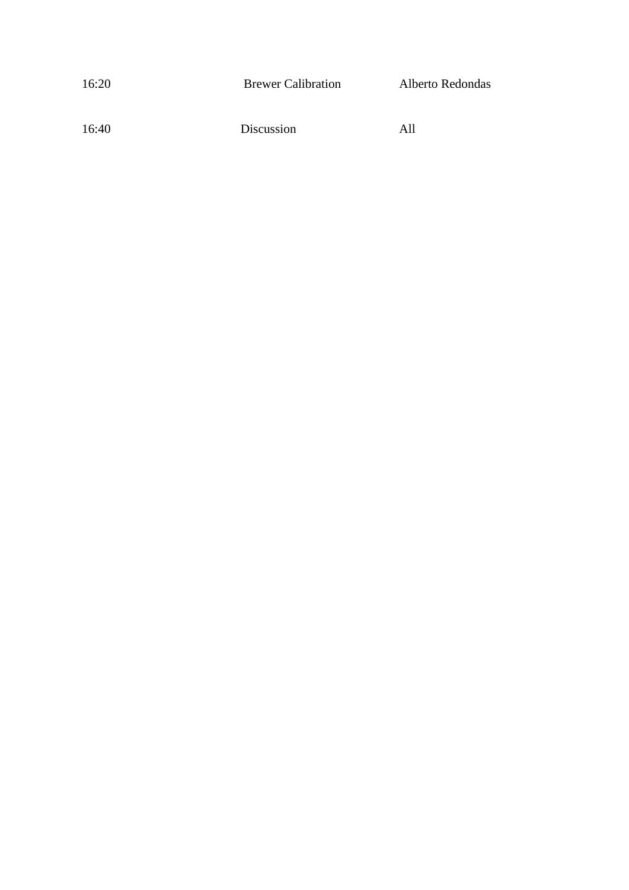| | | |
|---|---|---|
| 16:20 | Brewer Calibration | Alberto Redondas |
| 16:40 | Discussion | All |